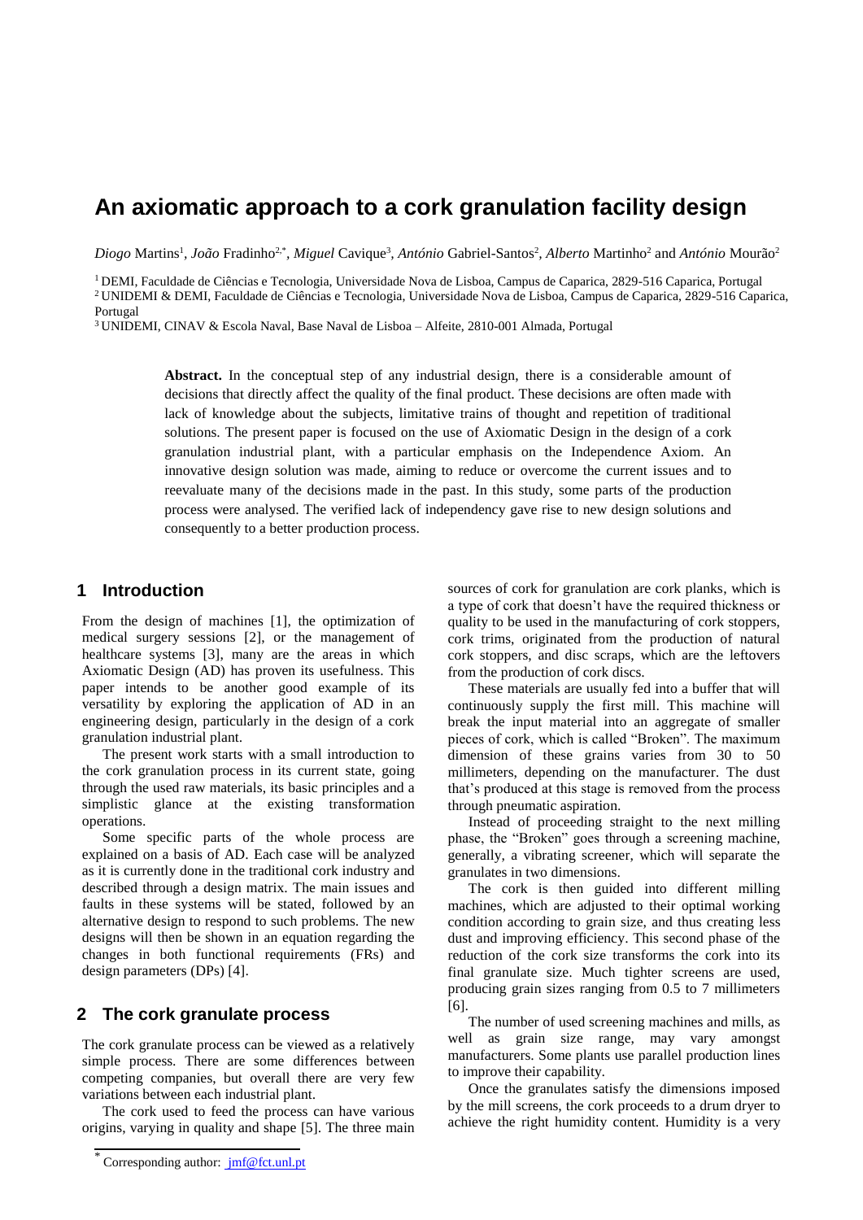# An axiomatic approach to a cork granulation facility design

*Diogo* Martins[1], *João* Fradinho[2,*], *Miguel* Cavique[3], *António* Gabriel-Santos[2], *Alberto* Martinho[2] and *António* Mourão[2]

[1] DEMI, Faculdade de Ciências e Tecnologia, Universidade Nova de Lisboa, Campus de Caparica, 2829-516 Caparica, Portugal
[2] UNIDEMI & DEMI, Faculdade de Ciências e Tecnologia, Universidade Nova de Lisboa, Campus de Caparica, 2829-516 Caparica, Portugal
[3] UNIDEMI, CINAV & Escola Naval, Base Naval de Lisboa – Alfeite, 2810-001 Almada, Portugal

**Abstract.** In the conceptual step of any industrial design, there is a considerable amount of decisions that directly affect the quality of the final product. These decisions are often made with lack of knowledge about the subjects, limitative trains of thought and repetition of traditional solutions. The present paper is focused on the use of Axiomatic Design in the design of a cork granulation industrial plant, with a particular emphasis on the Independence Axiom. An innovative design solution was made, aiming to reduce or overcome the current issues and to reevaluate many of the decisions made in the past. In this study, some parts of the production process were analysed. The verified lack of independency gave rise to new design solutions and consequently to a better production process.

## 1 Introduction

From the design of machines [1], the optimization of medical surgery sessions [2], or the management of healthcare systems [3], many are the areas in which Axiomatic Design (AD) has proven its usefulness. This paper intends to be another good example of its versatility by exploring the application of AD in an engineering design, particularly in the design of a cork granulation industrial plant.

The present work starts with a small introduction to the cork granulation process in its current state, going through the used raw materials, its basic principles and a simplistic glance at the existing transformation operations.

Some specific parts of the whole process are explained on a basis of AD. Each case will be analyzed as it is currently done in the traditional cork industry and described through a design matrix. The main issues and faults in these systems will be stated, followed by an alternative design to respond to such problems. The new designs will then be shown in an equation regarding the changes in both functional requirements (FRs) and design parameters (DPs) [4].

## 2 The cork granulate process

The cork granulate process can be viewed as a relatively simple process. There are some differences between competing companies, but overall there are very few variations between each industrial plant.

The cork used to feed the process can have various origins, varying in quality and shape [5]. The three main sources of cork for granulation are cork planks, which is a type of cork that doesn't have the required thickness or quality to be used in the manufacturing of cork stoppers, cork trims, originated from the production of natural cork stoppers, and disc scraps, which are the leftovers from the production of cork discs.

These materials are usually fed into a buffer that will continuously supply the first mill. This machine will break the input material into an aggregate of smaller pieces of cork, which is called "Broken". The maximum dimension of these grains varies from 30 to 50 millimeters, depending on the manufacturer. The dust that's produced at this stage is removed from the process through pneumatic aspiration.

Instead of proceeding straight to the next milling phase, the "Broken" goes through a screening machine, generally, a vibrating screener, which will separate the granulates in two dimensions.

The cork is then guided into different milling machines, which are adjusted to their optimal working condition according to grain size, and thus creating less dust and improving efficiency. This second phase of the reduction of the cork size transforms the cork into its final granulate size. Much tighter screens are used, producing grain sizes ranging from 0.5 to 7 millimeters [6].

The number of used screening machines and mills, as well as grain size range, may vary amongst manufacturers. Some plants use parallel production lines to improve their capability.

Once the granulates satisfy the dimensions imposed by the mill screens, the cork proceeds to a drum dryer to achieve the right humidity content. Humidity is a very

* Corresponding author: jmf@fct.unl.pt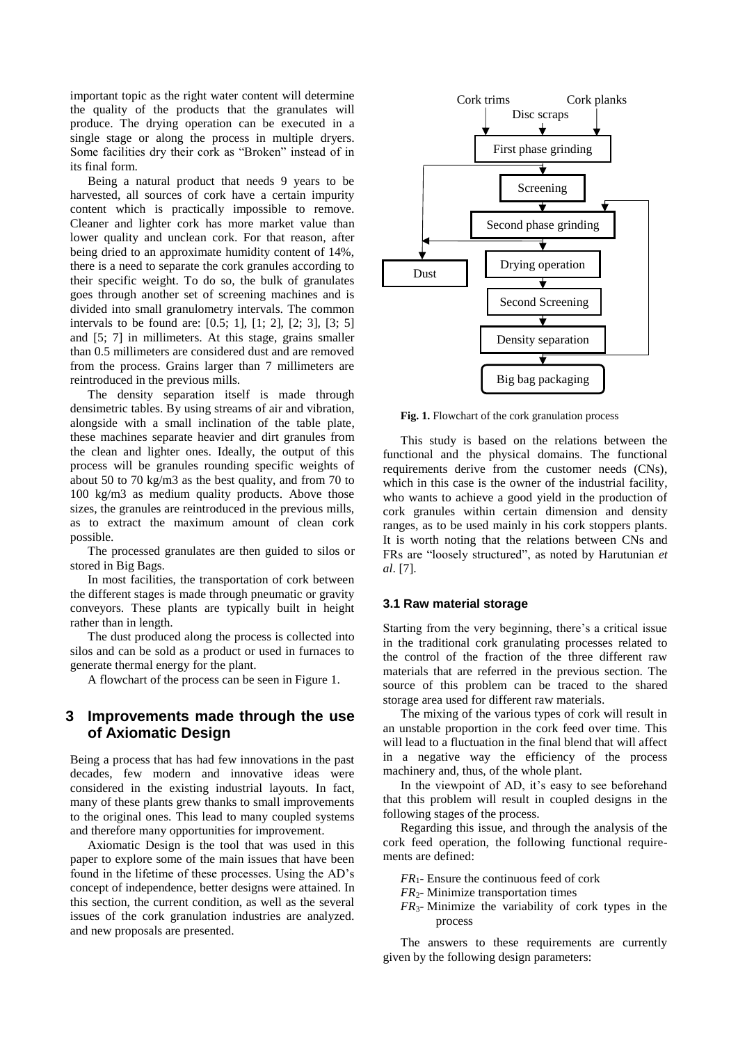important topic as the right water content will determine the quality of the products that the granulates will produce. The drying operation can be executed in a single stage or along the process in multiple dryers. Some facilities dry their cork as "Broken" instead of in its final form.

Being a natural product that needs 9 years to be harvested, all sources of cork have a certain impurity content which is practically impossible to remove. Cleaner and lighter cork has more market value than lower quality and unclean cork. For that reason, after being dried to an approximate humidity content of 14%, there is a need to separate the cork granules according to their specific weight. To do so, the bulk of granulates goes through another set of screening machines and is divided into small granulometry intervals. The common intervals to be found are: [0.5; 1], [1; 2], [2; 3], [3; 5] and [5; 7] in millimeters. At this stage, grains smaller than 0.5 millimeters are considered dust and are removed from the process. Grains larger than 7 millimeters are reintroduced in the previous mills.

The density separation itself is made through densimetric tables. By using streams of air and vibration, alongside with a small inclination of the table plate, these machines separate heavier and dirt granules from the clean and lighter ones. Ideally, the output of this process will be granules rounding specific weights of about 50 to 70 kg/m3 as the best quality, and from 70 to 100 kg/m3 as medium quality products. Above those sizes, the granules are reintroduced in the previous mills, as to extract the maximum amount of clean cork possible.

The processed granulates are then guided to silos or stored in Big Bags.

In most facilities, the transportation of cork between the different stages is made through pneumatic or gravity conveyors. These plants are typically built in height rather than in length.

The dust produced along the process is collected into silos and can be sold as a product or used in furnaces to generate thermal energy for the plant.

A flowchart of the process can be seen in Figure 1.

Cork trims — Disc scraps — Cork planks → First phase grinding → Screening → Second phase grinding → Drying operation → Second Screening → Density separation → Big bag packaging; Dust

**Fig. 1.** Flowchart of the cork granulation process

## 3 Improvements made through the use of Axiomatic Design

Being a process that has had few innovations in the past decades, few modern and innovative ideas were considered in the existing industrial layouts. In fact, many of these plants grew thanks to small improvements to the original ones. This lead to many coupled systems and therefore many opportunities for improvement.

Axiomatic Design is the tool that was used in this paper to explore some of the main issues that have been found in the lifetime of these processes. Using the AD's concept of independence, better designs were attained. In this section, the current condition, as well as the several issues of the cork granulation industries are analyzed. and new proposals are presented.

This study is based on the relations between the functional and the physical domains. The functional requirements derive from the customer needs (CNs), which in this case is the owner of the industrial facility, who wants to achieve a good yield in the production of cork granules within certain dimension and density ranges, as to be used mainly in his cork stoppers plants. It is worth noting that the relations between CNs and FRs are "loosely structured", as noted by Harutunian *et al*. [7].

### 3.1 Raw material storage

Starting from the very beginning, there's a critical issue in the traditional cork granulating processes related to the control of the fraction of the three different raw materials that are referred in the previous section. The source of this problem can be traced to the shared storage area used for different raw materials.

The mixing of the various types of cork will result in an unstable proportion in the cork feed over time. This will lead to a fluctuation in the final blend that will affect in a negative way the efficiency of the process machinery and, thus, of the whole plant.

In the viewpoint of AD, it's easy to see beforehand that this problem will result in coupled designs in the following stages of the process.

Regarding this issue, and through the analysis of the cork feed operation, the following functional requirements are defined:

- $FR_1$- Ensure the continuous feed of cork
- $FR_2$- Minimize transportation times
- $FR_3$- Minimize the variability of cork types in the process

The answers to these requirements are currently given by the following design parameters: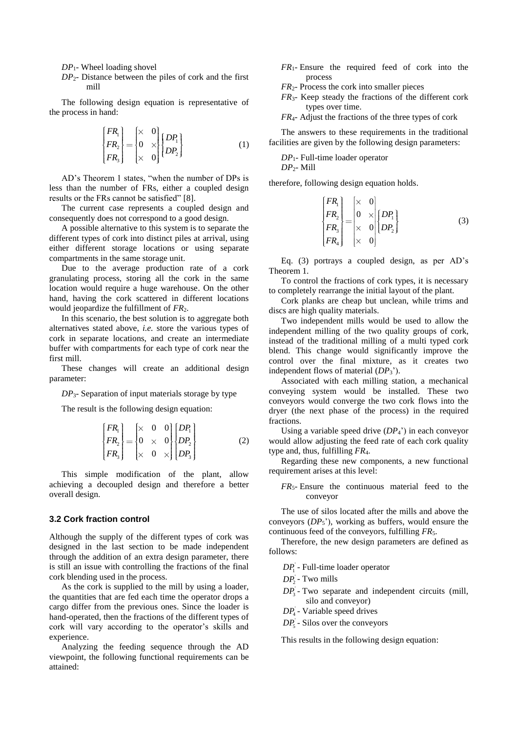$DP_1$- Wheel loading shovel

$DP_2$- Distance between the piles of cork and the first mill

The following design equation is representative of the process in hand:

$$\begin{Bmatrix} FR_1 \\ FR_2 \\ FR_3 \end{Bmatrix} = \begin{bmatrix} \times & 0 \\ 0 & \times \\ \times & 0 \end{bmatrix} \begin{Bmatrix} DP_1 \\ DP_2 \end{Bmatrix} \quad (1)$$

AD's Theorem 1 states, "when the number of DPs is less than the number of FRs, either a coupled design results or the FRs cannot be satisfied" [8].

The current case represents a coupled design and consequently does not correspond to a good design.

A possible alternative to this system is to separate the different types of cork into distinct piles at arrival, using either different storage locations or using separate compartments in the same storage unit.

Due to the average production rate of a cork granulating process, storing all the cork in the same location would require a huge warehouse. On the other hand, having the cork scattered in different locations would jeopardize the fulfillment of $FR_2$.

In this scenario, the best solution is to aggregate both alternatives stated above, *i.e.* store the various types of cork in separate locations, and create an intermediate buffer with compartments for each type of cork near the first mill.

These changes will create an additional design parameter:

$DP_3$- Separation of input materials storage by type

The result is the following design equation:

$$\begin{Bmatrix} FR_1 \\ FR_2 \\ FR_3 \end{Bmatrix} = \begin{bmatrix} \times & 0 & 0 \\ 0 & \times & 0 \\ \times & 0 & \times \end{bmatrix} \begin{Bmatrix} DP_1 \\ DP_2 \\ DP_3 \end{Bmatrix} \quad (2)$$

This simple modification of the plant, allow achieving a decoupled design and therefore a better overall design.

### 3.2 Cork fraction control

Although the supply of the different types of cork was designed in the last section to be made independent through the addition of an extra design parameter, there is still an issue with controlling the fractions of the final cork blending used in the process.

As the cork is supplied to the mill by using a loader, the quantities that are fed each time the operator drops a cargo differ from the previous ones. Since the loader is hand-operated, then the fractions of the different types of cork will vary according to the operator's skills and experience.

Analyzing the feeding sequence through the AD viewpoint, the following functional requirements can be attained:

$FR_1$- Ensure the required feed of cork into the process

$FR_2$- Process the cork into smaller pieces

$FR_3$- Keep steady the fractions of the different cork types over time.

$FR_4$- Adjust the fractions of the three types of cork

The answers to these requirements in the traditional facilities are given by the following design parameters:

$DP_1$- Full-time loader operator

$DP_2$- Mill

therefore, following design equation holds.

$$\begin{Bmatrix} FR_1 \\ FR_2 \\ FR_3 \\ FR_4 \end{Bmatrix} = \begin{bmatrix} \times & 0 \\ 0 & \times \\ \times & 0 \\ \times & 0 \end{bmatrix} \begin{Bmatrix} DP_1 \\ DP_2 \end{Bmatrix} \quad (3)$$

Eq. (3) portrays a coupled design, as per AD's Theorem 1.

To control the fractions of cork types, it is necessary to completely rearrange the initial layout of the plant.

Cork planks are cheap but unclean, while trims and discs are high quality materials.

Two independent mills would be used to allow the independent milling of the two quality groups of cork, instead of the traditional milling of a multi typed cork blend. This change would significantly improve the control over the final mixture, as it creates two independent flows of material ($DP_3$').

Associated with each milling station, a mechanical conveying system would be installed. These two conveyors would converge the two cork flows into the dryer (the next phase of the process) in the required fractions.

Using a variable speed drive ($DP_4$') in each conveyor would allow adjusting the feed rate of each cork quality type and, thus, fulfilling $FR_4$.

Regarding these new components, a new functional requirement arises at this level:

$FR_5$- Ensure the continuous material feed to the conveyor

The use of silos located after the mills and above the conveyors ($DP_5$'), working as buffers, would ensure the continuous feed of the conveyors, fulfilling $FR_5$.

Therefore, the new design parameters are defined as follows:

$DP_1^{'}$ - Full-time loader operator

$DP_2^{'}$ - Two mills

$DP_3^{'}$ - Two separate and independent circuits (mill, silo and conveyor)

$DP_4^{'}$ - Variable speed drives

$DP_5^{'}$ - Silos over the conveyors

This results in the following design equation: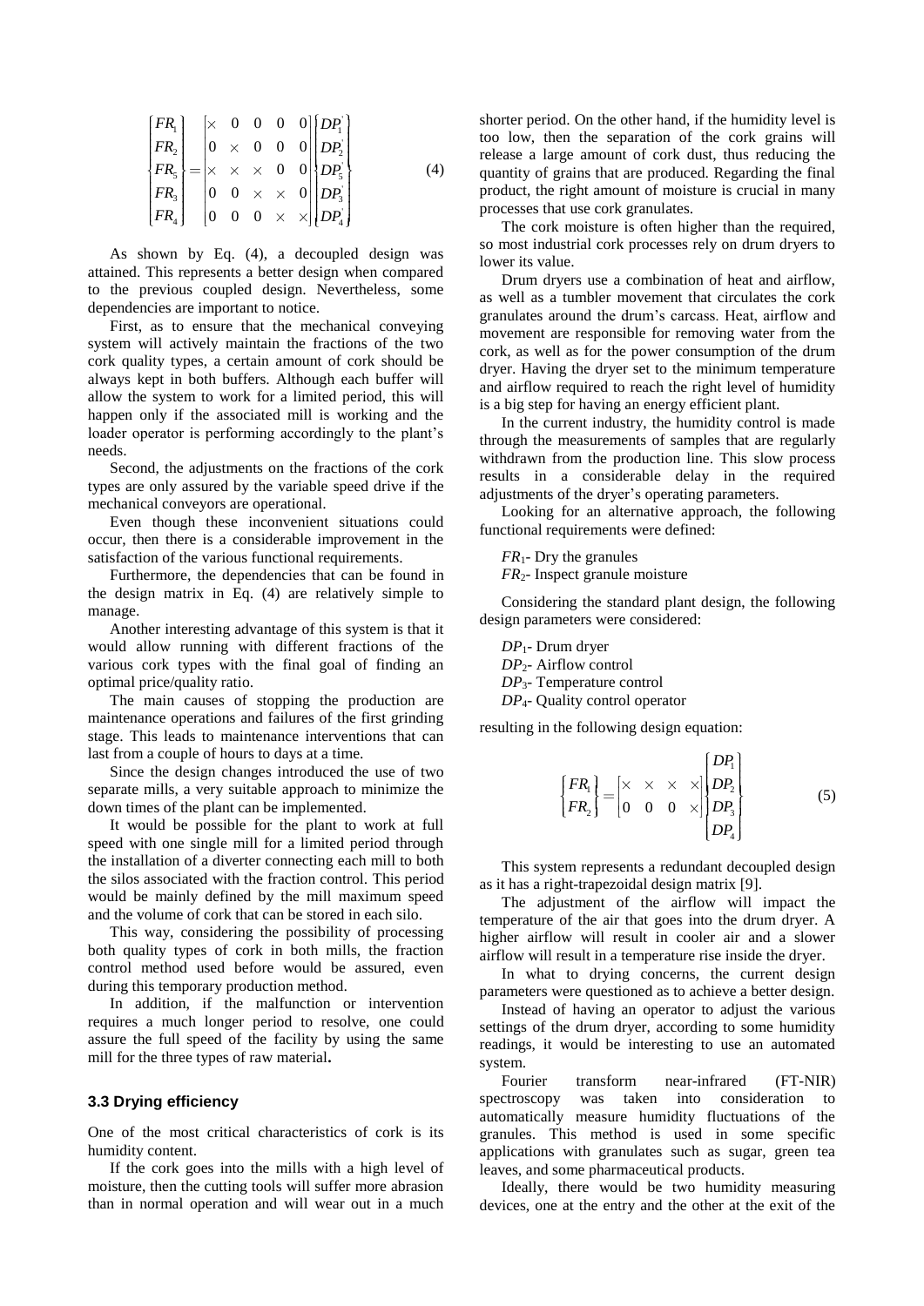$$
\begin{Bmatrix} FR_1 \\ FR_2 \\ FR_5 \\ FR_3 \\ FR_4 \end{Bmatrix} = \begin{bmatrix} \times & 0 & 0 & 0 & 0 \\ 0 & \times & 0 & 0 & 0 \\ \times & \times & \times & 0 & 0 \\ 0 & 0 & \times & \times & 0 \\ 0 & 0 & 0 & \times & \times \end{bmatrix} \begin{Bmatrix} DP_1' \\ DP_2' \\ DP_5' \\ DP_3' \\ DP_4' \end{Bmatrix} \tag{4}
$$

As shown by Eq. (4), a decoupled design was attained. This represents a better design when compared to the previous coupled design. Nevertheless, some dependencies are important to notice.

First, as to ensure that the mechanical conveying system will actively maintain the fractions of the two cork quality types, a certain amount of cork should be always kept in both buffers. Although each buffer will allow the system to work for a limited period, this will happen only if the associated mill is working and the loader operator is performing accordingly to the plant's needs.

Second, the adjustments on the fractions of the cork types are only assured by the variable speed drive if the mechanical conveyors are operational.

Even though these inconvenient situations could occur, then there is a considerable improvement in the satisfaction of the various functional requirements.

Furthermore, the dependencies that can be found in the design matrix in Eq. (4) are relatively simple to manage.

Another interesting advantage of this system is that it would allow running with different fractions of the various cork types with the final goal of finding an optimal price/quality ratio.

The main causes of stopping the production are maintenance operations and failures of the first grinding stage. This leads to maintenance interventions that can last from a couple of hours to days at a time.

Since the design changes introduced the use of two separate mills, a very suitable approach to minimize the down times of the plant can be implemented.

It would be possible for the plant to work at full speed with one single mill for a limited period through the installation of a diverter connecting each mill to both the silos associated with the fraction control. This period would be mainly defined by the mill maximum speed and the volume of cork that can be stored in each silo.

This way, considering the possibility of processing both quality types of cork in both mills, the fraction control method used before would be assured, even during this temporary production method.

In addition, if the malfunction or intervention requires a much longer period to resolve, one could assure the full speed of the facility by using the same mill for the three types of raw material**.**

### 3.3 Drying efficiency

One of the most critical characteristics of cork is its humidity content.

If the cork goes into the mills with a high level of moisture, then the cutting tools will suffer more abrasion than in normal operation and will wear out in a much shorter period. On the other hand, if the humidity level is too low, then the separation of the cork grains will release a large amount of cork dust, thus reducing the quantity of grains that are produced. Regarding the final product, the right amount of moisture is crucial in many processes that use cork granulates.

The cork moisture is often higher than the required, so most industrial cork processes rely on drum dryers to lower its value.

Drum dryers use a combination of heat and airflow, as well as a tumbler movement that circulates the cork granulates around the drum's carcass. Heat, airflow and movement are responsible for removing water from the cork, as well as for the power consumption of the drum dryer. Having the dryer set to the minimum temperature and airflow required to reach the right level of humidity is a big step for having an energy efficient plant.

In the current industry, the humidity control is made through the measurements of samples that are regularly withdrawn from the production line. This slow process results in a considerable delay in the required adjustments of the dryer's operating parameters.

Looking for an alternative approach, the following functional requirements were defined:

$FR_1$- Dry the granules
$FR_2$- Inspect granule moisture

Considering the standard plant design, the following design parameters were considered:

$DP_1$- Drum dryer
$DP_2$- Airflow control
$DP_3$- Temperature control
$DP_4$- Quality control operator

resulting in the following design equation:

$$
\begin{Bmatrix} FR_1 \\ FR_2 \end{Bmatrix} = \begin{bmatrix} \times & \times & \times & \times \\ 0 & 0 & 0 & \times \end{bmatrix} \begin{Bmatrix} DP_1 \\ DP_2 \\ DP_3 \\ DP_4 \end{Bmatrix} \tag{5}
$$

This system represents a redundant decoupled design as it has a right-trapezoidal design matrix [9].

The adjustment of the airflow will impact the temperature of the air that goes into the drum dryer. A higher airflow will result in cooler air and a slower airflow will result in a temperature rise inside the dryer.

In what to drying concerns, the current design parameters were questioned as to achieve a better design.

Instead of having an operator to adjust the various settings of the drum dryer, according to some humidity readings, it would be interesting to use an automated system.

Fourier transform near-infrared (FT-NIR) spectroscopy was taken into consideration to automatically measure humidity fluctuations of the granules. This method is used in some specific applications with granulates such as sugar, green tea leaves, and some pharmaceutical products.

Ideally, there would be two humidity measuring devices, one at the entry and the other at the exit of the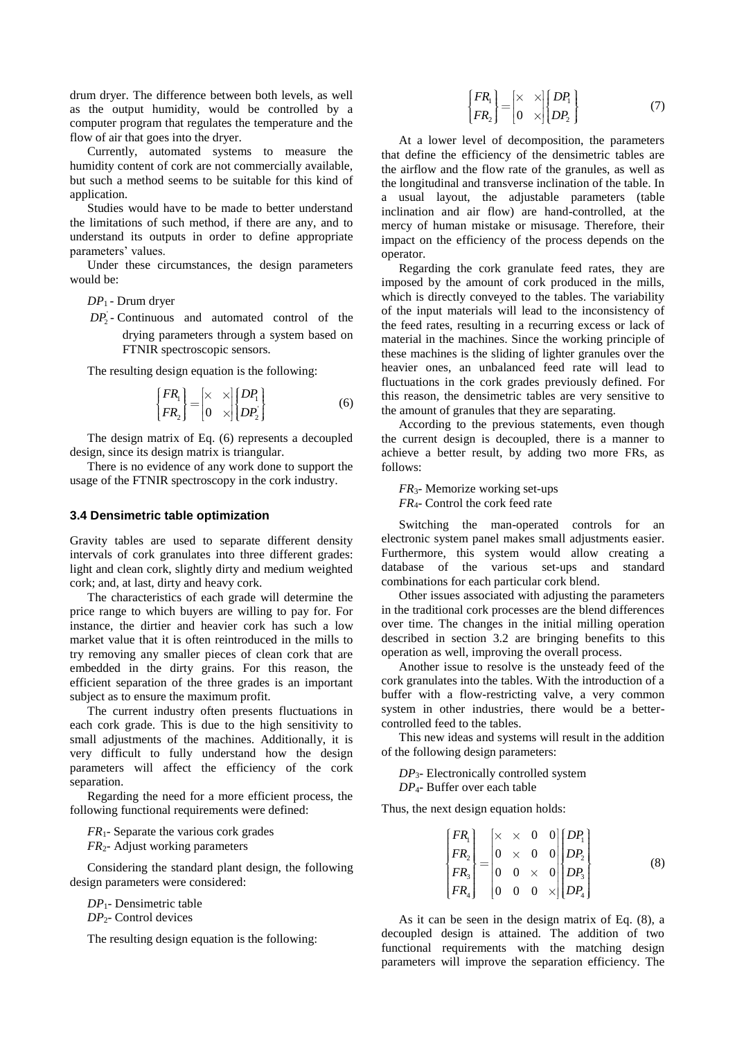drum dryer. The difference between both levels, as well as the output humidity, would be controlled by a computer program that regulates the temperature and the flow of air that goes into the dryer.

Currently, automated systems to measure the humidity content of cork are not commercially available, but such a method seems to be suitable for this kind of application.

Studies would have to be made to better understand the limitations of such method, if there are any, and to understand its outputs in order to define appropriate parameters' values.

Under these circumstances, the design parameters would be:

$DP_1$ - Drum dryer

$DP_2^{'}$ - Continuous and automated control of the drying parameters through a system based on FTNIR spectroscopic sensors.

The resulting design equation is the following:

$$\begin{Bmatrix} FR_1 \\ FR_2 \end{Bmatrix} = \begin{bmatrix} \times & \times \\ 0 & \times \end{bmatrix} \begin{Bmatrix} DP_1 \\ DP_2^{'} \end{Bmatrix} \tag{6}$$

The design matrix of Eq. (6) represents a decoupled design, since its design matrix is triangular.

There is no evidence of any work done to support the usage of the FTNIR spectroscopy in the cork industry.

### 3.4 Densimetric table optimization

Gravity tables are used to separate different density intervals of cork granulates into three different grades: light and clean cork, slightly dirty and medium weighted cork; and, at last, dirty and heavy cork.

The characteristics of each grade will determine the price range to which buyers are willing to pay for. For instance, the dirtier and heavier cork has such a low market value that it is often reintroduced in the mills to try removing any smaller pieces of clean cork that are embedded in the dirty grains. For this reason, the efficient separation of the three grades is an important subject as to ensure the maximum profit.

The current industry often presents fluctuations in each cork grade. This is due to the high sensitivity to small adjustments of the machines. Additionally, it is very difficult to fully understand how the design parameters will affect the efficiency of the cork separation.

Regarding the need for a more efficient process, the following functional requirements were defined:

$FR_1$- Separate the various cork grades
$FR_2$- Adjust working parameters

Considering the standard plant design, the following design parameters were considered:

$DP_1$- Densimetric table
$DP_2$- Control devices

The resulting design equation is the following:

$$\begin{Bmatrix} FR_1 \\ FR_2 \end{Bmatrix} = \begin{bmatrix} \times & \times \\ 0 & \times \end{bmatrix} \begin{Bmatrix} DP_1 \\ DP_2 \end{Bmatrix} \tag{7}$$

At a lower level of decomposition, the parameters that define the efficiency of the densimetric tables are the airflow and the flow rate of the granules, as well as the longitudinal and transverse inclination of the table. In a usual layout, the adjustable parameters (table inclination and air flow) are hand-controlled, at the mercy of human mistake or misusage. Therefore, their impact on the efficiency of the process depends on the operator.

Regarding the cork granulate feed rates, they are imposed by the amount of cork produced in the mills, which is directly conveyed to the tables. The variability of the input materials will lead to the inconsistency of the feed rates, resulting in a recurring excess or lack of material in the machines. Since the working principle of these machines is the sliding of lighter granules over the heavier ones, an unbalanced feed rate will lead to fluctuations in the cork grades previously defined. For this reason, the densimetric tables are very sensitive to the amount of granules that they are separating.

According to the previous statements, even though the current design is decoupled, there is a manner to achieve a better result, by adding two more FRs, as follows:

$FR_3$- Memorize working set-ups
$FR_4$- Control the cork feed rate

Switching the man-operated controls for an electronic system panel makes small adjustments easier. Furthermore, this system would allow creating a database of the various set-ups and standard combinations for each particular cork blend.

Other issues associated with adjusting the parameters in the traditional cork processes are the blend differences over time. The changes in the initial milling operation described in section 3.2 are bringing benefits to this operation as well, improving the overall process.

Another issue to resolve is the unsteady feed of the cork granulates into the tables. With the introduction of a buffer with a flow-restricting valve, a very common system in other industries, there would be a better-controlled feed to the tables.

This new ideas and systems will result in the addition of the following design parameters:

$DP_3$- Electronically controlled system
$DP_4$- Buffer over each table

Thus, the next design equation holds:

$$\begin{Bmatrix} FR_1 \\ FR_2 \\ FR_3 \\ FR_4 \end{Bmatrix} = \begin{bmatrix} \times & \times & 0 & 0 \\ 0 & \times & 0 & 0 \\ 0 & 0 & \times & 0 \\ 0 & 0 & 0 & \times \end{bmatrix} \begin{Bmatrix} DP_1 \\ DP_2 \\ DP_3 \\ DP_4 \end{Bmatrix} \tag{8}$$

As it can be seen in the design matrix of Eq. (8), a decoupled design is attained. The addition of two functional requirements with the matching design parameters will improve the separation efficiency. The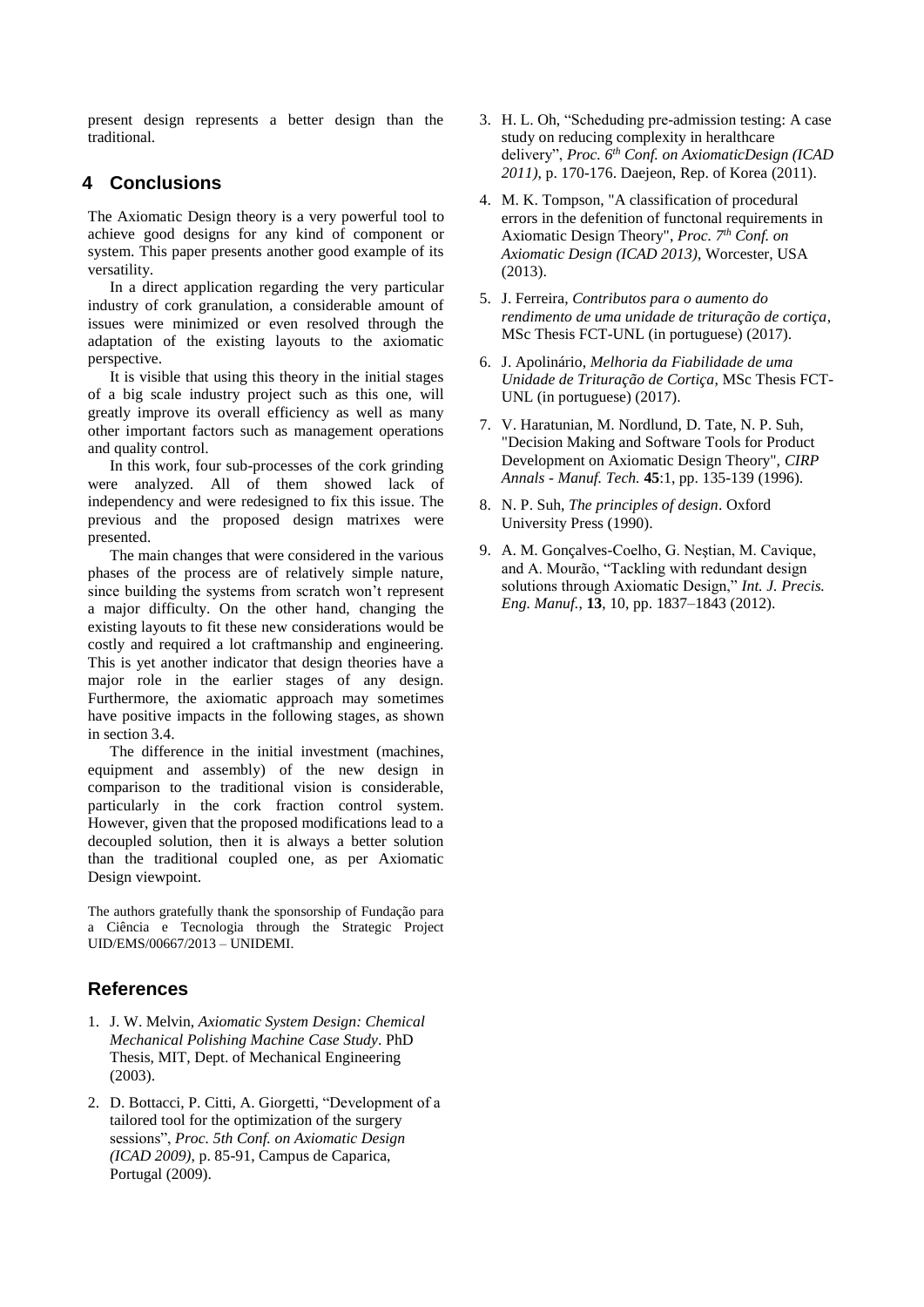present design represents a better design than the traditional.

## 4 Conclusions

The Axiomatic Design theory is a very powerful tool to achieve good designs for any kind of component or system. This paper presents another good example of its versatility.

In a direct application regarding the very particular industry of cork granulation, a considerable amount of issues were minimized or even resolved through the adaptation of the existing layouts to the axiomatic perspective.

It is visible that using this theory in the initial stages of a big scale industry project such as this one, will greatly improve its overall efficiency as well as many other important factors such as management operations and quality control.

In this work, four sub-processes of the cork grinding were analyzed. All of them showed lack of independency and were redesigned to fix this issue. The previous and the proposed design matrixes were presented.

The main changes that were considered in the various phases of the process are of relatively simple nature, since building the systems from scratch won't represent a major difficulty. On the other hand, changing the existing layouts to fit these new considerations would be costly and required a lot craftmanship and engineering. This is yet another indicator that design theories have a major role in the earlier stages of any design. Furthermore, the axiomatic approach may sometimes have positive impacts in the following stages, as shown in section 3.4.

The difference in the initial investment (machines, equipment and assembly) of the new design in comparison to the traditional vision is considerable, particularly in the cork fraction control system. However, given that the proposed modifications lead to a decoupled solution, then it is always a better solution than the traditional coupled one, as per Axiomatic Design viewpoint.

The authors gratefully thank the sponsorship of Fundação para a Ciência e Tecnologia through the Strategic Project UID/EMS/00667/2013 – UNIDEMI.

## References

1. J. W. Melvin, *Axiomatic System Design: Chemical Mechanical Polishing Machine Case Study*. PhD Thesis, MIT, Dept. of Mechanical Engineering (2003).
2. D. Bottacci, P. Citti, A. Giorgetti, "Development of a tailored tool for the optimization of the surgery sessions", *Proc. 5th Conf. on Axiomatic Design (ICAD 2009)*, p. 85-91, Campus de Caparica, Portugal (2009).
3. H. L. Oh, "Scheduding pre-admission testing: A case study on reducing complexity in heralthcare delivery", *Proc. 6th Conf. on AxiomaticDesign (ICAD 2011)*, p. 170-176. Daejeon, Rep. of Korea (2011).
4. M. K. Tompson, "A classification of procedural errors in the defenition of functonal requirements in Axiomatic Design Theory", *Proc. 7th Conf. on Axiomatic Design (ICAD 2013)*, Worcester, USA (2013).
5. J. Ferreira, *Contributos para o aumento do rendimento de uma unidade de trituração de cortiça*, MSc Thesis FCT-UNL (in portuguese) (2017).
6. J. Apolinário, *Melhoria da Fiabilidade de uma Unidade de Trituração de Cortiça*, MSc Thesis FCT-UNL (in portuguese) (2017).
7. V. Haratunian, M. Nordlund, D. Tate, N. P. Suh, "Decision Making and Software Tools for Product Development on Axiomatic Design Theory", *CIRP Annals - Manuf. Tech.* **45**:1, pp. 135-139 (1996).
8. N. P. Suh, *The principles of design*. Oxford University Press (1990).
9. A. M. Gonçalves-Coelho, G. Neştian, M. Cavique, and A. Mourão, "Tackling with redundant design solutions through Axiomatic Design," *Int. J. Precis. Eng. Manuf.*, **13**, 10, pp. 1837–1843 (2012).